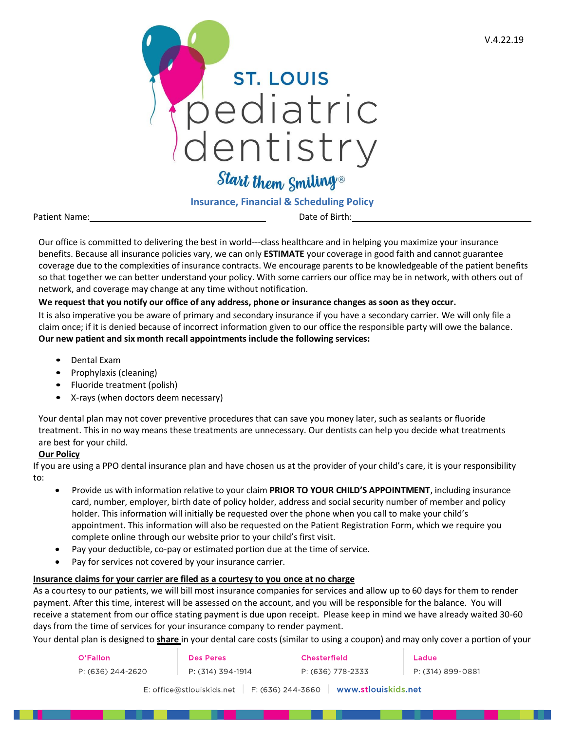V.4.22.19

# ST. LOUIS pediatric dentistry

*Start them Smiling®*

## Insurance, Financial & Scheduling Policy

Patient Name:______________________________ Date of Birth:______________________________

Our office is committed to delivering the best in world---class healthcare and in helping you maximize your insurance benefits. Because all insurance policies vary, we can only **ESTIMATE** your coverage in good faith and cannot guarantee coverage due to the complexities of insurance contracts. We encourage parents to be knowledgeable of the patient benefits so that together we can better understand your policy. With some carriers our office may be in network, with others out of network, and coverage may change at any time without notification.

**We request that you notify our office of any address, phone or insurance changes as soon as they occur.**

It is also imperative you be aware of primary and secondary insurance if you have a secondary carrier. We will only file a claim once; if it is denied because of incorrect information given to our office the responsible party will owe the balance.

**Our new patient and six month recall appointments include the following services:**

- Dental Exam
- Prophylaxis (cleaning)
- Fluoride treatment (polish)
- X-rays (when doctors deem necessary)

Your dental plan may not cover preventive procedures that can save you money later, such as sealants or fluoride treatment. This in no way means these treatments are unnecessary. Our dentists can help you decide what treatments are best for your child.

**Our Policy**

If you are using a PPO dental insurance plan and have chosen us at the provider of your child's care, it is your responsibility to:

- Provide us with information relative to your claim **PRIOR TO YOUR CHILD'S APPOINTMENT**, including insurance card, number, employer, birth date of policy holder, address and social security number of member and policy holder. This information will initially be requested over the phone when you call to make your child's appointment. This information will also be requested on the Patient Registration Form, which we require you complete online through our website prior to your child's first visit.
- Pay your deductible, co-pay or estimated portion due at the time of service.
- Pay for services not covered by your insurance carrier.

**Insurance claims for your carrier are filed as a courtesy to you once at no charge**

As a courtesy to our patients, we will bill most insurance companies for services and allow up to 60 days for them to render payment. After this time, interest will be assessed on the account, and you will be responsible for the balance. You will receive a statement from our office stating payment is due upon receipt. Please keep in mind we have already waited 30-60 days from the time of services for your insurance company to render payment.

Your dental plan is designed to **share** in your dental care costs (similar to using a coupon) and may only cover a portion of your

| O'Fallon | Des Peres | Chesterfield | Ladue |
|---|---|---|---|
| P: (636) 244-2620 | P: (314) 394-1914 | P: (636) 778-2333 | P: (314) 899-0881 |

E: office@stlouiskids.net | F: (636) 244-3660 | www.stlouiskids.net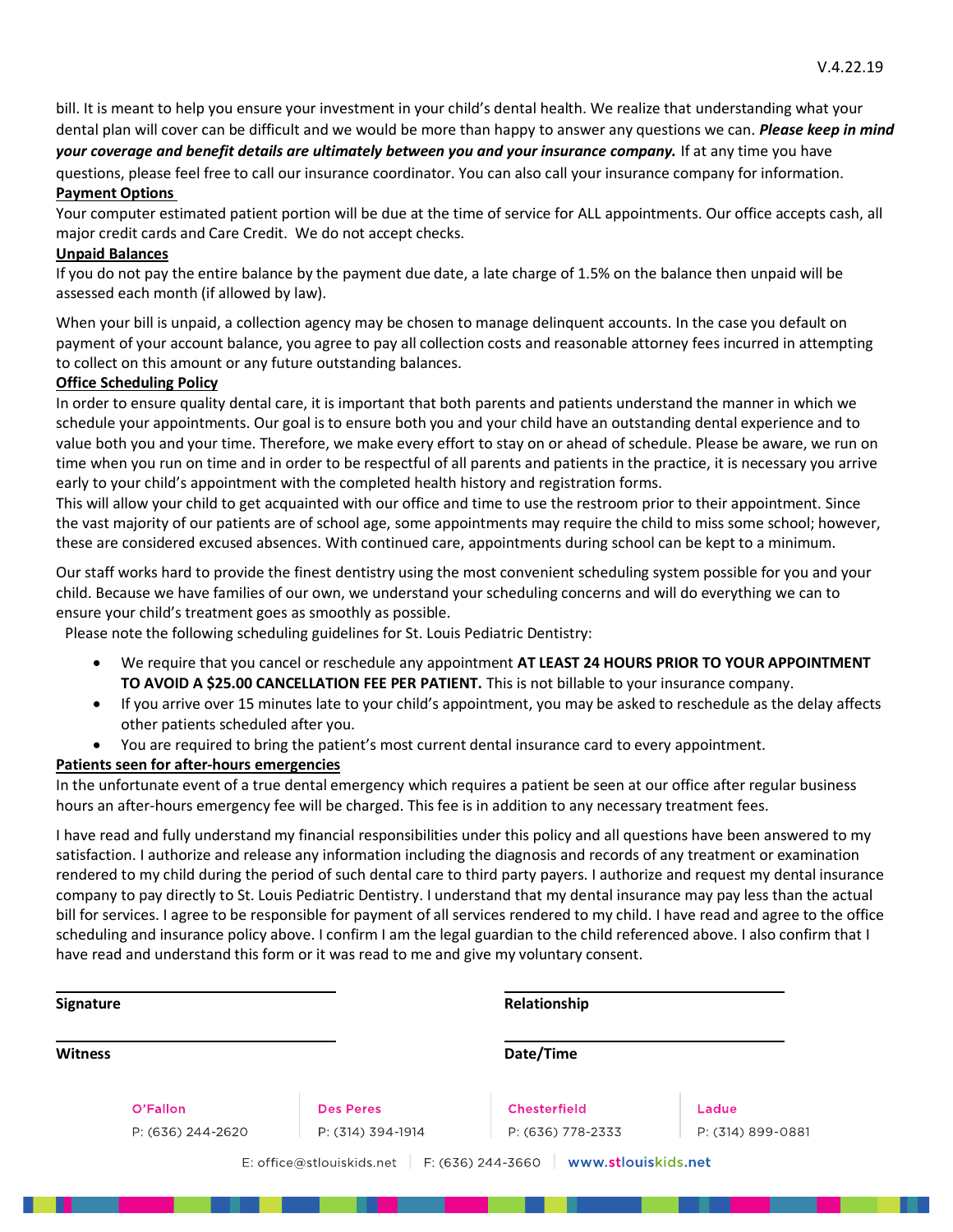bill. It is meant to help you ensure your investment in your child's dental health. We realize that understanding what your dental plan will cover can be difficult and we would be more than happy to answer any questions we can. ***Please keep in mind your coverage and benefit details are ultimately between you and your insurance company.*** If at any time you have questions, please feel free to call our insurance coordinator. You can also call your insurance company for information.

**Payment Options**

Your computer estimated patient portion will be due at the time of service for ALL appointments. Our office accepts cash, all major credit cards and Care Credit. We do not accept checks.

**Unpaid Balances**

If you do not pay the entire balance by the payment due date, a late charge of 1.5% on the balance then unpaid will be assessed each month (if allowed by law).

When your bill is unpaid, a collection agency may be chosen to manage delinquent accounts. In the case you default on payment of your account balance, you agree to pay all collection costs and reasonable attorney fees incurred in attempting to collect on this amount or any future outstanding balances.

**Office Scheduling Policy**

In order to ensure quality dental care, it is important that both parents and patients understand the manner in which we schedule your appointments. Our goal is to ensure both you and your child have an outstanding dental experience and to value both you and your time. Therefore, we make every effort to stay on or ahead of schedule. Please be aware, we run on time when you run on time and in order to be respectful of all parents and patients in the practice, it is necessary you arrive early to your child's appointment with the completed health history and registration forms.

This will allow your child to get acquainted with our office and time to use the restroom prior to their appointment. Since the vast majority of our patients are of school age, some appointments may require the child to miss some school; however, these are considered excused absences. With continued care, appointments during school can be kept to a minimum.

Our staff works hard to provide the finest dentistry using the most convenient scheduling system possible for you and your child. Because we have families of our own, we understand your scheduling concerns and will do everything we can to ensure your child's treatment goes as smoothly as possible.

Please note the following scheduling guidelines for St. Louis Pediatric Dentistry:

- We require that you cancel or reschedule any appointment **AT LEAST 24 HOURS PRIOR TO YOUR APPOINTMENT TO AVOID A $25.00 CANCELLATION FEE PER PATIENT.** This is not billable to your insurance company.
- If you arrive over 15 minutes late to your child's appointment, you may be asked to reschedule as the delay affects other patients scheduled after you.
- You are required to bring the patient's most current dental insurance card to every appointment.

**Patients seen for after-hours emergencies**

In the unfortunate event of a true dental emergency which requires a patient be seen at our office after regular business hours an after-hours emergency fee will be charged. This fee is in addition to any necessary treatment fees.

I have read and fully understand my financial responsibilities under this policy and all questions have been answered to my satisfaction. I authorize and release any information including the diagnosis and records of any treatment or examination rendered to my child during the period of such dental care to third party payers. I authorize and request my dental insurance company to pay directly to St. Louis Pediatric Dentistry. I understand that my dental insurance may pay less than the actual bill for services. I agree to be responsible for payment of all services rendered to my child. I have read and agree to the office scheduling and insurance policy above. I confirm I am the legal guardian to the child referenced above. I also confirm that I have read and understand this form or it was read to me and give my voluntary consent.

**Signature** ______________________ **Relationship** ______________________

**Witness** ______________________ **Date/Time** ______________________

| O'Fallon | Des Peres | Chesterfield | Ladue |
|---|---|---|---|
| P: (636) 244-2620 | P: (314) 394-1914 | P: (636) 778-2333 | P: (314) 899-0881 |

E: office@stlouiskids.net | F: (636) 244-3660 | www.stlouiskids.net